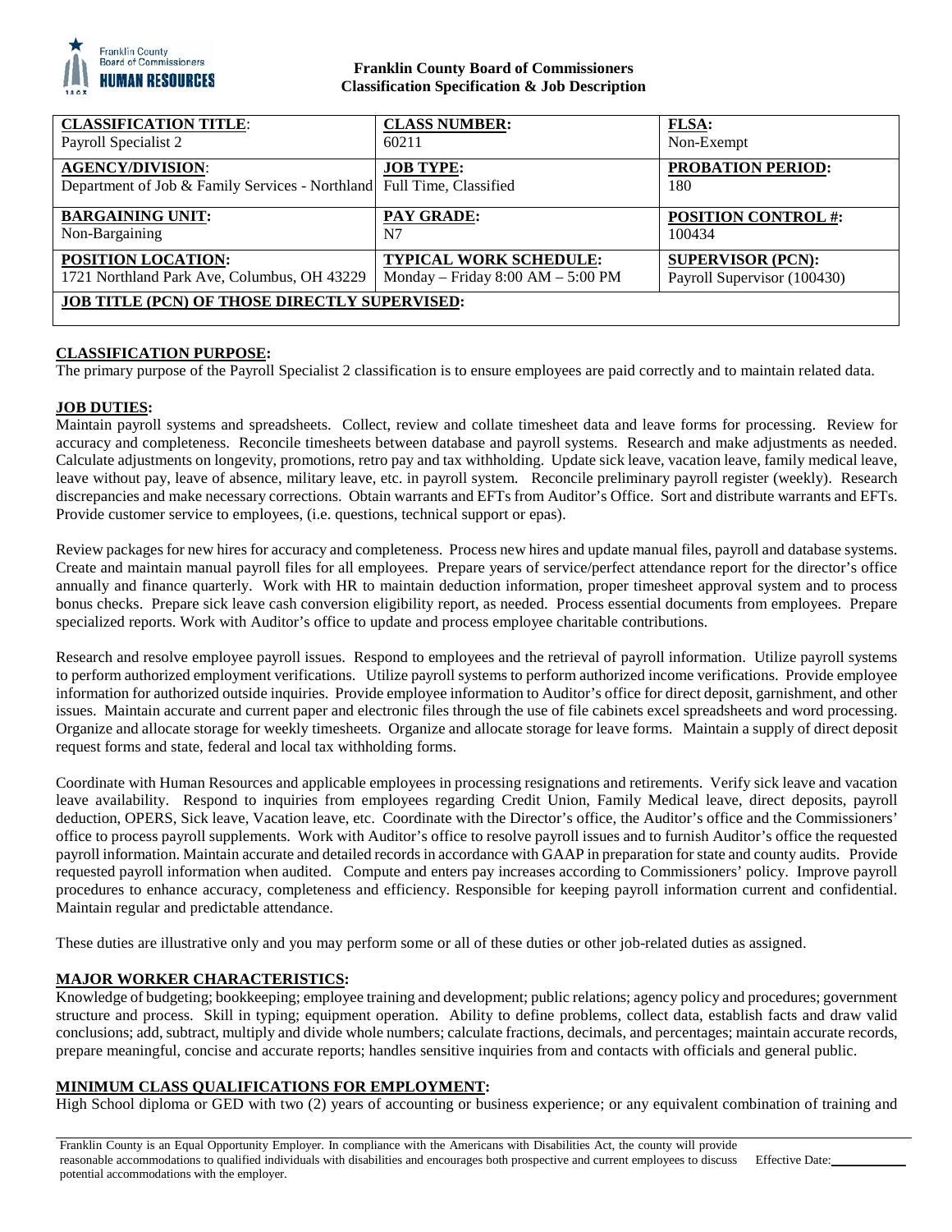**Franklin County Board of Commissioners**
**Classification Specification & Job Description**

| **CLASSIFICATION TITLE**: Payroll Specialist 2 | **CLASS NUMBER:** 60211 | **FLSA:** Non-Exempt |
|---|---|---|
| **AGENCY/DIVISION**: Department of Job & Family Services - Northland | **JOB TYPE:** Full Time, Classified | **PROBATION PERIOD:** 180 |
| **BARGAINING UNIT:** Non-Bargaining | **PAY GRADE:** N7 | **POSITION CONTROL #:** 100434 |
| **POSITION LOCATION:** 1721 Northland Park Ave, Columbus, OH 43229 | **TYPICAL WORK SCHEDULE:** Monday – Friday 8:00 AM – 5:00 PM | **SUPERVISOR (PCN):** Payroll Supervisor (100430) |
| **JOB TITLE (PCN) OF THOSE DIRECTLY SUPERVISED:** | | |

## CLASSIFICATION PURPOSE:

The primary purpose of the Payroll Specialist 2 classification is to ensure employees are paid correctly and to maintain related data.

## JOB DUTIES:

Maintain payroll systems and spreadsheets. Collect, review and collate timesheet data and leave forms for processing. Review for accuracy and completeness. Reconcile timesheets between database and payroll systems. Research and make adjustments as needed. Calculate adjustments on longevity, promotions, retro pay and tax withholding. Update sick leave, vacation leave, family medical leave, leave without pay, leave of absence, military leave, etc. in payroll system. Reconcile preliminary payroll register (weekly). Research discrepancies and make necessary corrections. Obtain warrants and EFTs from Auditor's Office. Sort and distribute warrants and EFTs. Provide customer service to employees, (i.e. questions, technical support or epas).

Review packages for new hires for accuracy and completeness. Process new hires and update manual files, payroll and database systems. Create and maintain manual payroll files for all employees. Prepare years of service/perfect attendance report for the director's office annually and finance quarterly. Work with HR to maintain deduction information, proper timesheet approval system and to process bonus checks. Prepare sick leave cash conversion eligibility report, as needed. Process essential documents from employees. Prepare specialized reports. Work with Auditor's office to update and process employee charitable contributions.

Research and resolve employee payroll issues. Respond to employees and the retrieval of payroll information. Utilize payroll systems to perform authorized employment verifications. Utilize payroll systems to perform authorized income verifications. Provide employee information for authorized outside inquiries. Provide employee information to Auditor's office for direct deposit, garnishment, and other issues. Maintain accurate and current paper and electronic files through the use of file cabinets excel spreadsheets and word processing. Organize and allocate storage for weekly timesheets. Organize and allocate storage for leave forms. Maintain a supply of direct deposit request forms and state, federal and local tax withholding forms.

Coordinate with Human Resources and applicable employees in processing resignations and retirements. Verify sick leave and vacation leave availability. Respond to inquiries from employees regarding Credit Union, Family Medical leave, direct deposits, payroll deduction, OPERS, Sick leave, Vacation leave, etc. Coordinate with the Director's office, the Auditor's office and the Commissioners' office to process payroll supplements. Work with Auditor's office to resolve payroll issues and to furnish Auditor's office the requested payroll information. Maintain accurate and detailed records in accordance with GAAP in preparation for state and county audits. Provide requested payroll information when audited. Compute and enters pay increases according to Commissioners' policy. Improve payroll procedures to enhance accuracy, completeness and efficiency. Responsible for keeping payroll information current and confidential. Maintain regular and predictable attendance.

These duties are illustrative only and you may perform some or all of these duties or other job-related duties as assigned.

## MAJOR WORKER CHARACTERISTICS:

Knowledge of budgeting; bookkeeping; employee training and development; public relations; agency policy and procedures; government structure and process. Skill in typing; equipment operation. Ability to define problems, collect data, establish facts and draw valid conclusions; add, subtract, multiply and divide whole numbers; calculate fractions, decimals, and percentages; maintain accurate records, prepare meaningful, concise and accurate reports; handles sensitive inquiries from and contacts with officials and general public.

## MINIMUM CLASS QUALIFICATIONS FOR EMPLOYMENT:

High School diploma or GED with two (2) years of accounting or business experience; or any equivalent combination of training and

Franklin County is an Equal Opportunity Employer. In compliance with the Americans with Disabilities Act, the county will provide reasonable accommodations to qualified individuals with disabilities and encourages both prospective and current employees to discuss potential accommodations with the employer. Effective Date:___________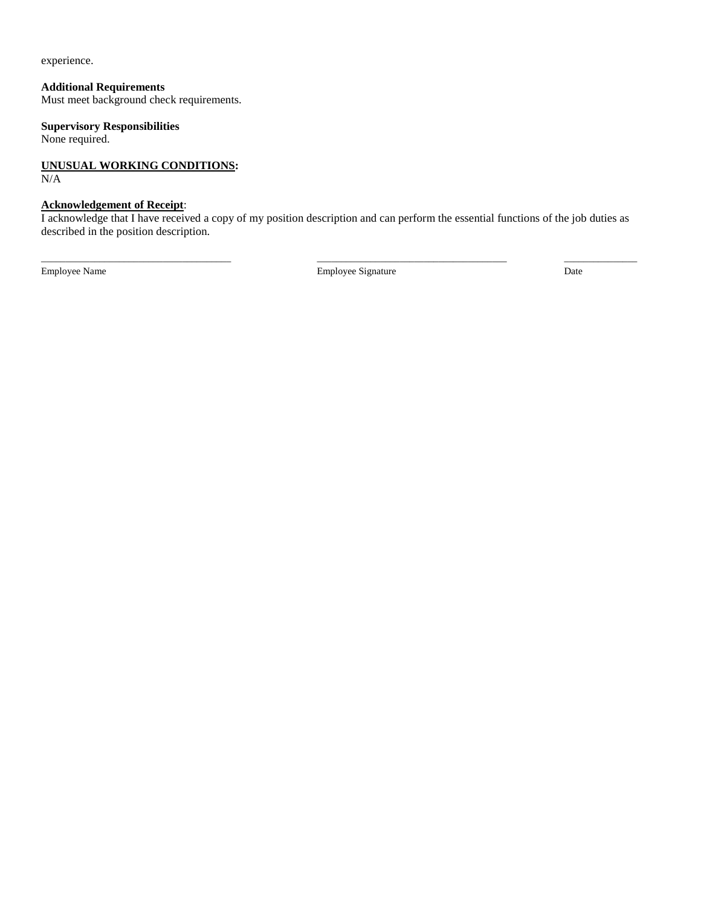experience.

**Additional Requirements**
Must meet background check requirements.

**Supervisory Responsibilities**
None required.

**UNUSUAL WORKING CONDITIONS:**
N/A

**Acknowledgement of Receipt**:
I acknowledge that I have received a copy of my position description and can perform the essential functions of the job duties as described in the position description.

| | | |
|---|---|---|
| ____________________________________ | ____________________________________ | ______________ |
| Employee Name | Employee Signature | Date |